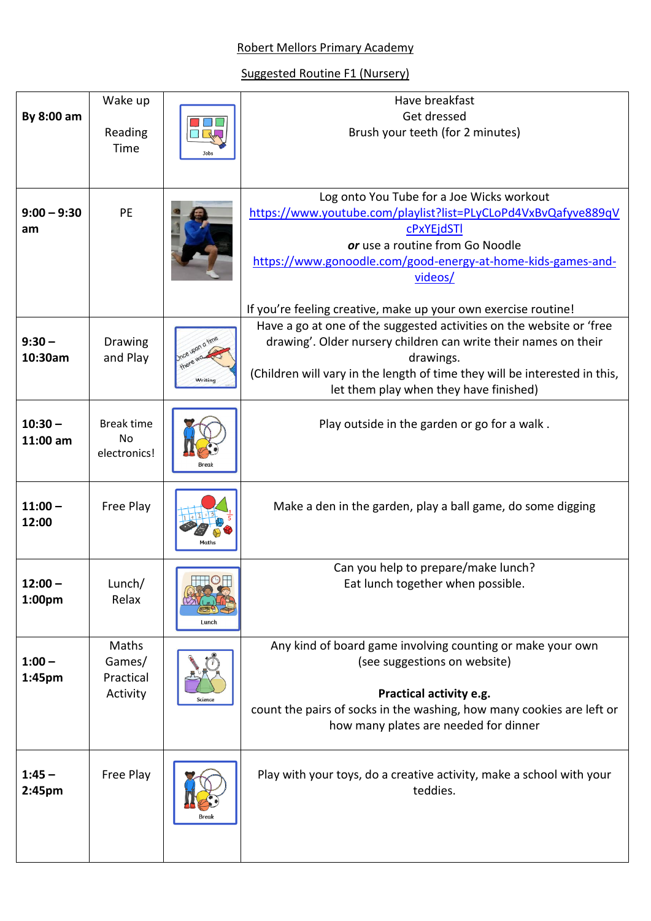Robert Mellors Primary Academy

Suggested Routine F1 (Nursery)

| Time | Activity | | Details |
|---|---|---|---|
| **By 8:00 am** | Wake up<br><br>Reading Time | Jobs | Have breakfast<br>Get dressed<br>Brush your teeth (for 2 minutes) |
| **9:00 – 9:30 am** | PE | | Log onto You Tube for a Joe Wicks workout<br>https://www.youtube.com/playlist?list=PLyCLoPd4VxBvQafyve889qVcPxYEjdSTl<br>***or*** use a routine from Go Noodle<br>https://www.gonoodle.com/good-energy-at-home-kids-games-and-videos/<br><br>If you're feeling creative, make up your own exercise routine! |
| **9:30 – 10:30am** | Drawing and Play | Writing | Have a go at one of the suggested activities on the website or 'free drawing'. Older nursery children can write their names on their drawings.<br>(Children will vary in the length of time they will be interested in this, let them play when they have finished) |
| **10:30 – 11:00 am** | Break time<br>No electronics! | Break | Play outside in the garden or go for a walk . |
| **11:00 – 12:00** | Free Play | Maths | Make a den in the garden, play a ball game, do some digging |
| **12:00 – 1:00pm** | Lunch/<br>Relax | Lunch | Can you help to prepare/make lunch?<br>Eat lunch together when possible. |
| **1:00 – 1:45pm** | Maths Games/ Practical Activity | Science | Any kind of board game involving counting or make your own (see suggestions on website)<br><br>**Practical activity e.g.**<br>count the pairs of socks in the washing, how many cookies are left or how many plates are needed for dinner |
| **1:45 – 2:45pm** | Free Play | Break | Play with your toys, do a creative activity, make a school with your teddies. |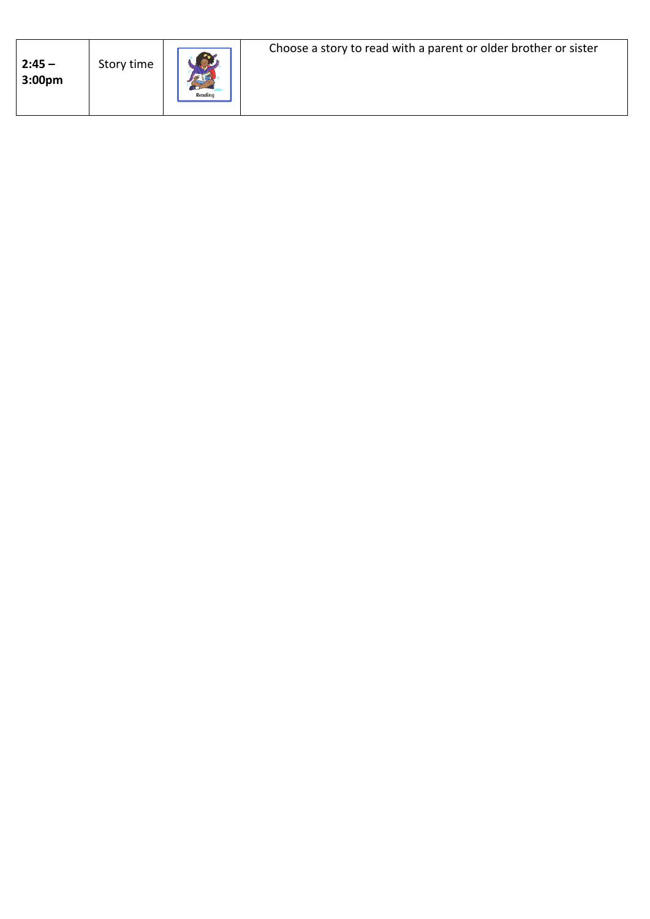| | | | |
|---|---|---|---|
| **2:45 – 3:00pm** | Story time | Reading | Choose a story to read with a parent or older brother or sister |